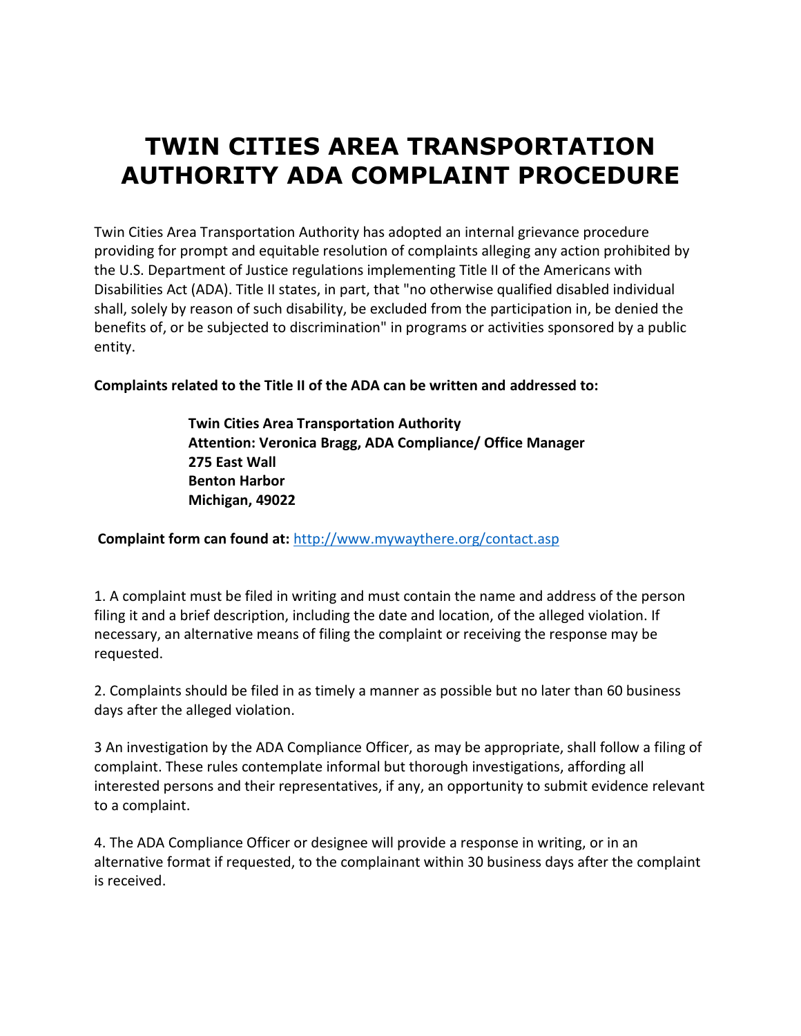# TWIN CITIES AREA TRANSPORTATION AUTHORITY ADA COMPLAINT PROCEDURE

Twin Cities Area Transportation Authority has adopted an internal grievance procedure providing for prompt and equitable resolution of complaints alleging any action prohibited by the U.S. Department of Justice regulations implementing Title II of the Americans with Disabilities Act (ADA). Title II states, in part, that "no otherwise qualified disabled individual shall, solely by reason of such disability, be excluded from the participation in, be denied the benefits of, or be subjected to discrimination" in programs or activities sponsored by a public entity.

**Complaints related to the Title II of the ADA can be written and addressed to:**

> **Twin Cities Area Transportation Authority**
> **Attention: Veronica Bragg, ADA Compliance/ Office Manager**
> **275 East Wall**
> **Benton Harbor**
> **Michigan, 49022**

**Complaint form can found at:** [http://www.mywaythere.org/contact.asp](http://www.mywaythere.org/contact.asp)

1. A complaint must be filed in writing and must contain the name and address of the person filing it and a brief description, including the date and location, of the alleged violation. If necessary, an alternative means of filing the complaint or receiving the response may be requested.

2. Complaints should be filed in as timely a manner as possible but no later than 60 business days after the alleged violation.

3 An investigation by the ADA Compliance Officer, as may be appropriate, shall follow a filing of complaint. These rules contemplate informal but thorough investigations, affording all interested persons and their representatives, if any, an opportunity to submit evidence relevant to a complaint.

4. The ADA Compliance Officer or designee will provide a response in writing, or in an alternative format if requested, to the complainant within 30 business days after the complaint is received.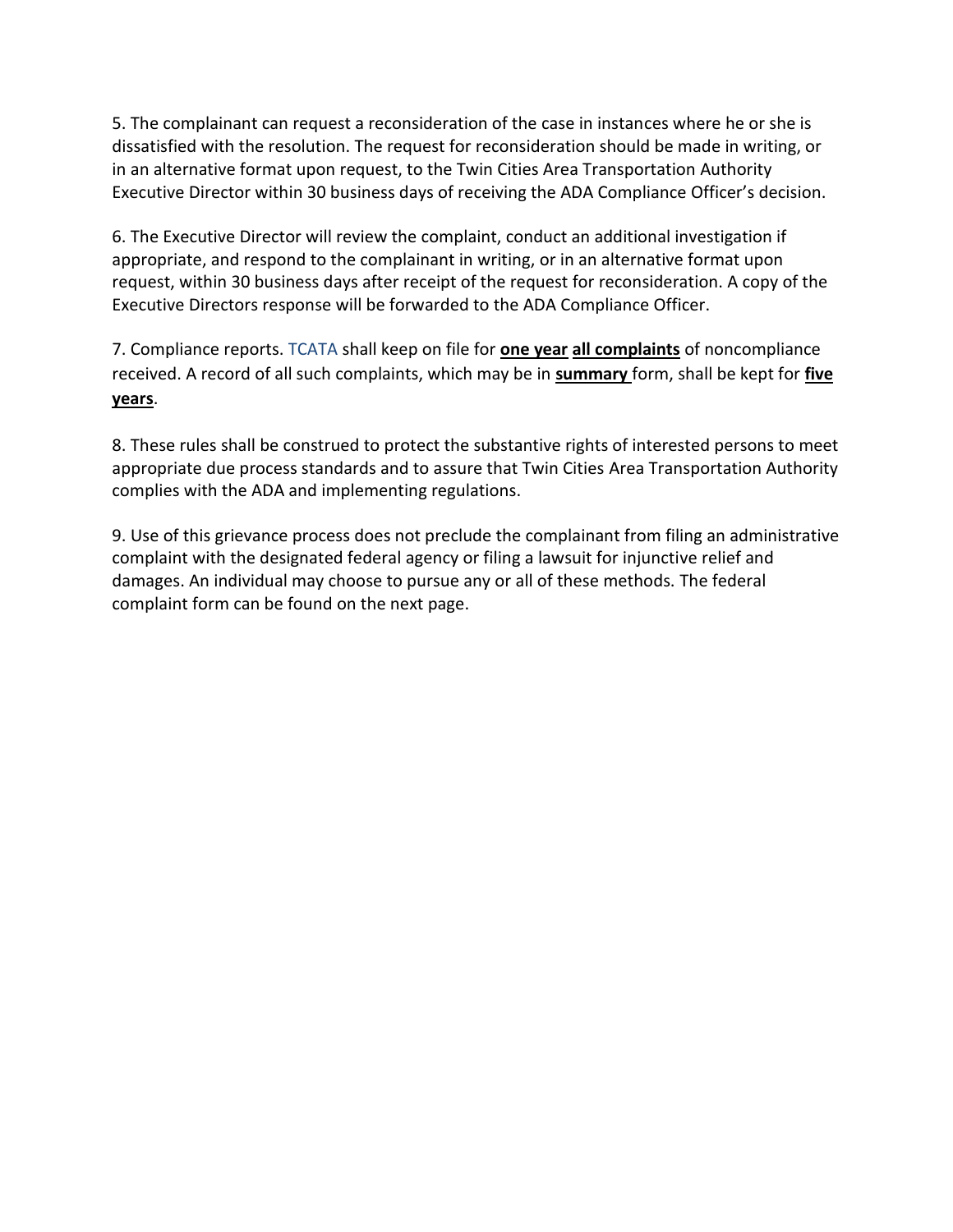5. The complainant can request a reconsideration of the case in instances where he or she is dissatisfied with the resolution. The request for reconsideration should be made in writing, or in an alternative format upon request, to the Twin Cities Area Transportation Authority Executive Director within 30 business days of receiving the ADA Compliance Officer's decision.

6. The Executive Director will review the complaint, conduct an additional investigation if appropriate, and respond to the complainant in writing, or in an alternative format upon request, within 30 business days after receipt of the request for reconsideration. A copy of the Executive Directors response will be forwarded to the ADA Compliance Officer.

7. Compliance reports. TCATA shall keep on file for **one year** **all complaints** of noncompliance received. A record of all such complaints, which may be in **summary** form, shall be kept for **five years**.

8. These rules shall be construed to protect the substantive rights of interested persons to meet appropriate due process standards and to assure that Twin Cities Area Transportation Authority complies with the ADA and implementing regulations.

9. Use of this grievance process does not preclude the complainant from filing an administrative complaint with the designated federal agency or filing a lawsuit for injunctive relief and damages. An individual may choose to pursue any or all of these methods. The federal complaint form can be found on the next page.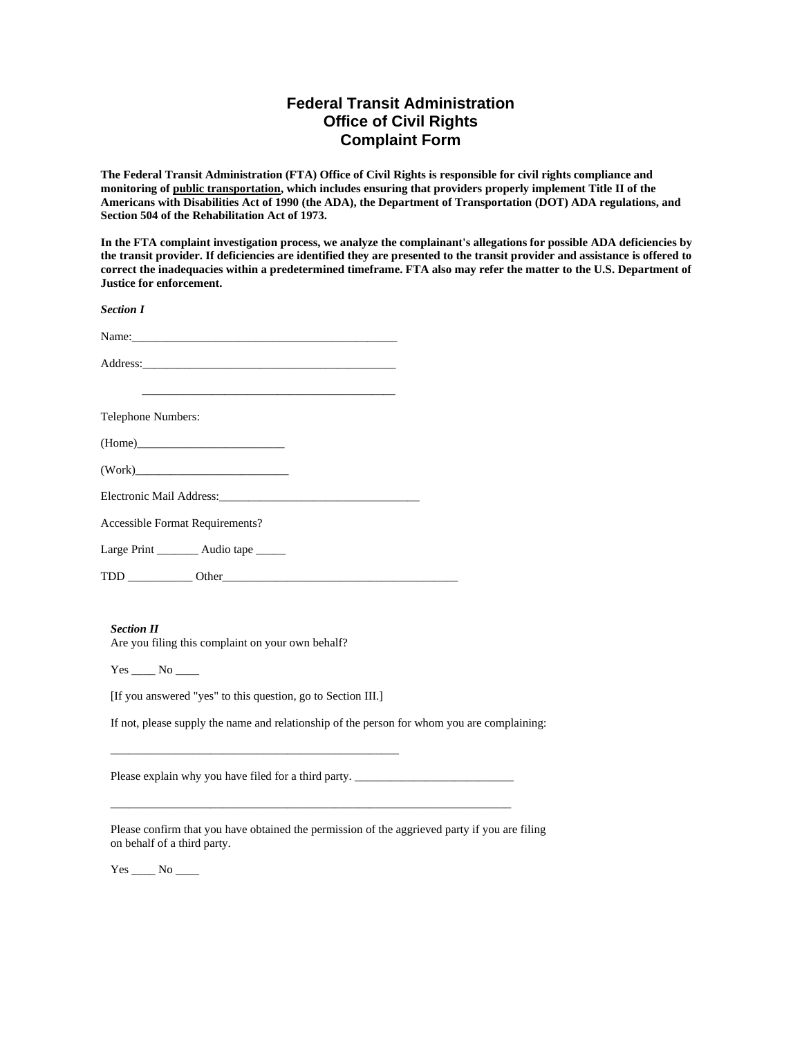# Federal Transit Administration
# Office of Civil Rights
# Complaint Form

**The Federal Transit Administration (FTA) Office of Civil Rights is responsible for civil rights compliance and monitoring of <u>public transportation</u>, which includes ensuring that providers properly implement Title II of the Americans with Disabilities Act of 1990 (the ADA), the Department of Transportation (DOT) ADA regulations, and Section 504 of the Rehabilitation Act of 1973.**

**In the FTA complaint investigation process, we analyze the complainant's allegations for possible ADA deficiencies by the transit provider. If deficiencies are identified they are presented to the transit provider and assistance is offered to correct the inadequacies within a predetermined timeframe. FTA also may refer the matter to the U.S. Department of Justice for enforcement.**

***Section I***

Name:______________________________________________

Address:____________________________________________

_____________________________________________

Telephone Numbers:

(Home)_________________________

(Work)__________________________

Electronic Mail Address:__________________________________

Accessible Format Requirements?

Large Print _______ Audio tape _____

TDD ___________ Other________________________________________

***Section II***

Are you filing this complaint on your own behalf?

Yes ____ No ____

[If you answered "yes" to this question, go to Section III.]

If not, please supply the name and relationship of the person for whom you are complaining:

__________________________________________________

Please explain why you have filed for a third party. ___________________________

_____________________________________________________________________

Please confirm that you have obtained the permission of the aggrieved party if you are filing on behalf of a third party.

Yes ____ No ____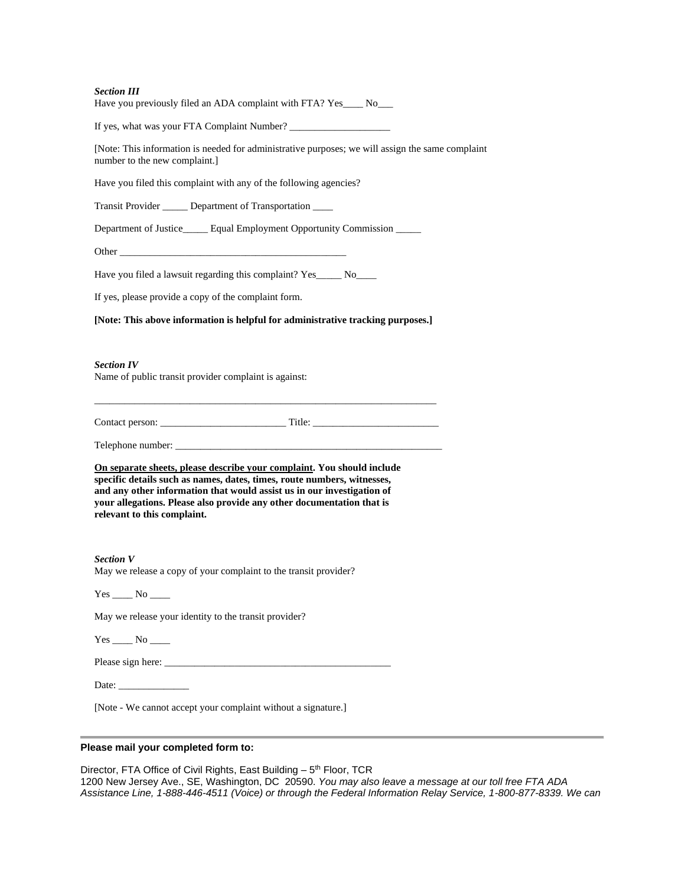***Section III***

Have you previously filed an ADA complaint with FTA? Yes____ No___

If yes, what was your FTA Complaint Number? ____________________

[Note: This information is needed for administrative purposes; we will assign the same complaint number to the new complaint.]

Have you filed this complaint with any of the following agencies?

Transit Provider _____ Department of Transportation ____

Department of Justice_____ Equal Employment Opportunity Commission _____

Other ______________________________________________

Have you filed a lawsuit regarding this complaint? Yes_____ No____

If yes, please provide a copy of the complaint form.

**[Note: This above information is helpful for administrative tracking purposes.]**

***Section IV***

Name of public transit provider complaint is against:

_____________________________________________________________________

Contact person: _________________________ Title: _________________________

Telephone number: ______________________________________________________

**<u>On separate sheets, please describe your complaint</u>. You should include specific details such as names, dates, times, route numbers, witnesses, and any other information that would assist us in our investigation of your allegations. Please also provide any other documentation that is relevant to this complaint.**

***Section V***

May we release a copy of your complaint to the transit provider?

Yes ____ No ____

May we release your identity to the transit provider?

Yes ____ No ____

Please sign here: _____________________________________________

Date: ______________

[Note - We cannot accept your complaint without a signature.]

---

**Please mail your completed form to:**

Director, FTA Office of Civil Rights, East Building – 5th Floor, TCR
1200 New Jersey Ave., SE, Washington, DC 20590. *You may also leave a message at our toll free FTA ADA Assistance Line, 1-888-446-4511 (Voice) or through the Federal Information Relay Service, 1-800-877-8339. We can*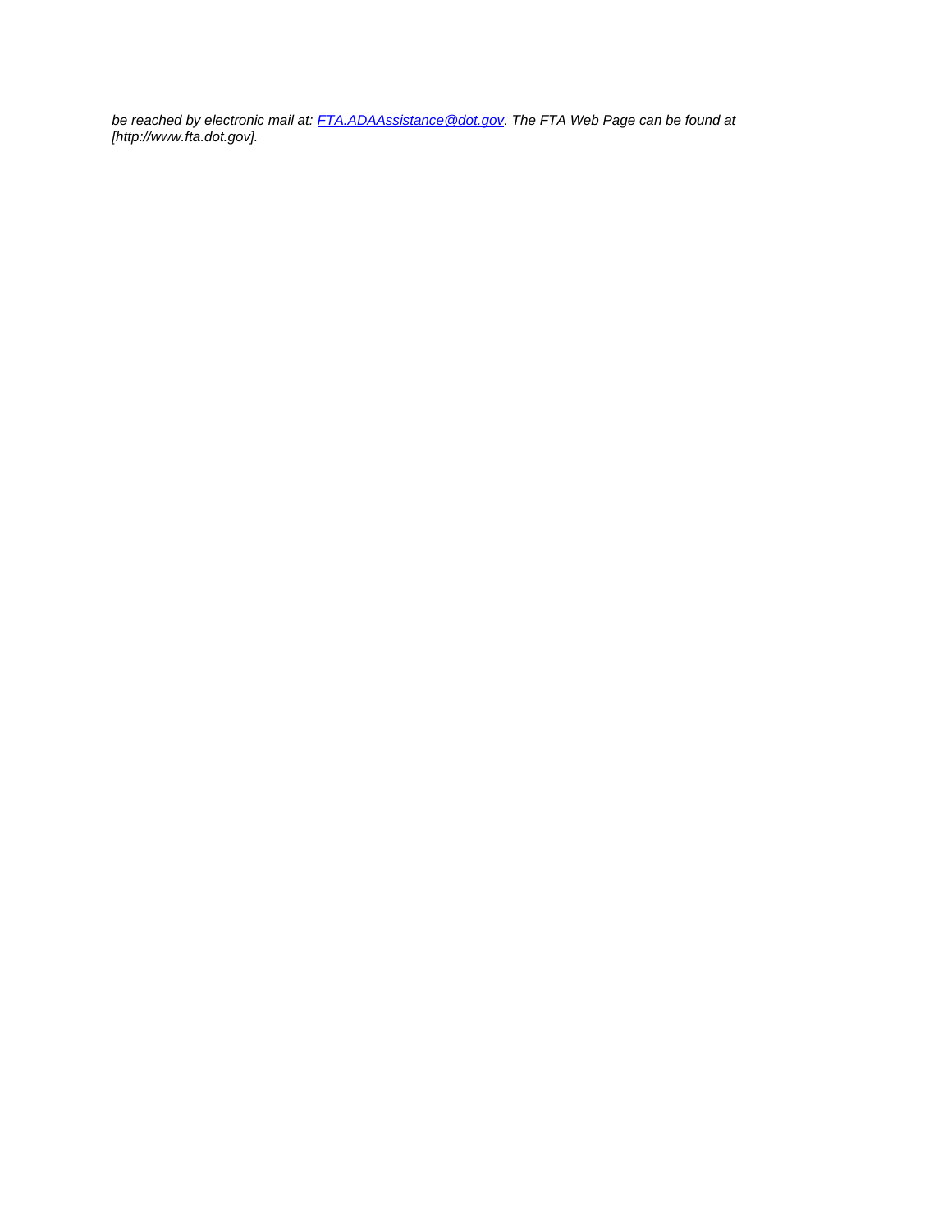*be reached by electronic mail at: [FTA.ADAAssistance@dot.gov](mailto:FTA.ADAAssistance@dot.gov). The FTA Web Page can be found at [http://www.fta.dot.gov].*